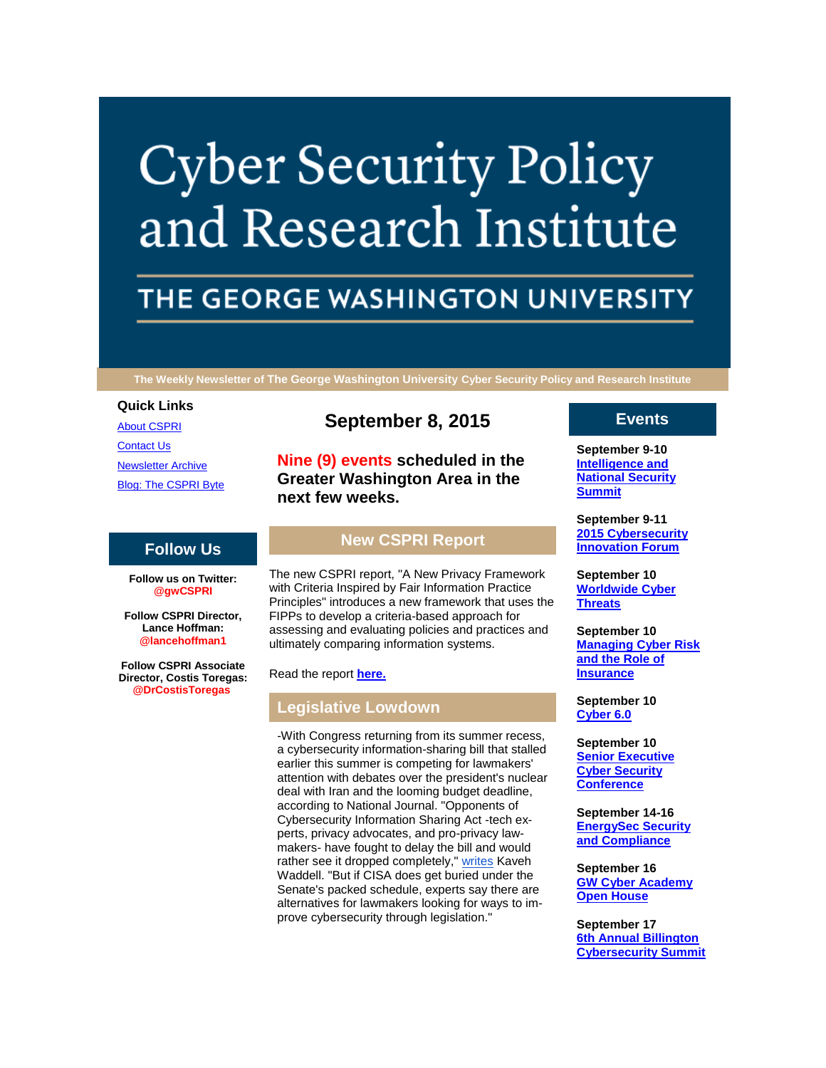# Cyber Security Policy and Research Institute

## THE GEORGE WASHINGTON UNIVERSITY

The Weekly Newsletter of The George Washington University Cyber Security Policy and Research Institute

### Quick Links

About CSPRI

Contact Us

Newsletter Archive

Blog: The CSPRI Byte

### Follow Us

**Follow us on Twitter: @gwCSPRI**

**Follow CSPRI Director, Lance Hoffman: @lancehoffman1**

**Follow CSPRI Associate Director, Costis Toregas: @DrCostisToregas**

## September 8, 2015

**Nine (9) events scheduled in the Greater Washington Area in the next few weeks.**

### New CSPRI Report

The new CSPRI report, "A New Privacy Framework with Criteria Inspired by Fair Information Practice Principles" introduces a new framework that uses the FIPPs to develop a criteria-based approach for assessing and evaluating policies and practices and ultimately comparing information systems.

Read the report **here.**

### Legislative Lowdown

-With Congress returning from its summer recess, a cybersecurity information-sharing bill that stalled earlier this summer is competing for lawmakers' attention with debates over the president's nuclear deal with Iran and the looming budget deadline, according to National Journal. "Opponents of Cybersecurity Information Sharing Act -tech experts, privacy advocates, and pro-privacy lawmakers- have fought to delay the bill and would rather see it dropped completely," writes Kaveh Waddell. "But if CISA does get buried under the Senate's packed schedule, experts say there are alternatives for lawmakers looking for ways to improve cybersecurity through legislation."

### Events

**September 9-10**
**Intelligence and National Security Summit**

**September 9-11**
**2015 Cybersecurity Innovation Forum**

**September 10**
**Worldwide Cyber Threats**

**September 10**
**Managing Cyber Risk and the Role of Insurance**

**September 10**
**Cyber 6.0**

**September 10**
**Senior Executive Cyber Security Conference**

**September 14-16**
**EnergySec Security and Compliance**

**September 16**
**GW Cyber Academy Open House**

**September 17**
**6th Annual Billington Cybersecurity Summit**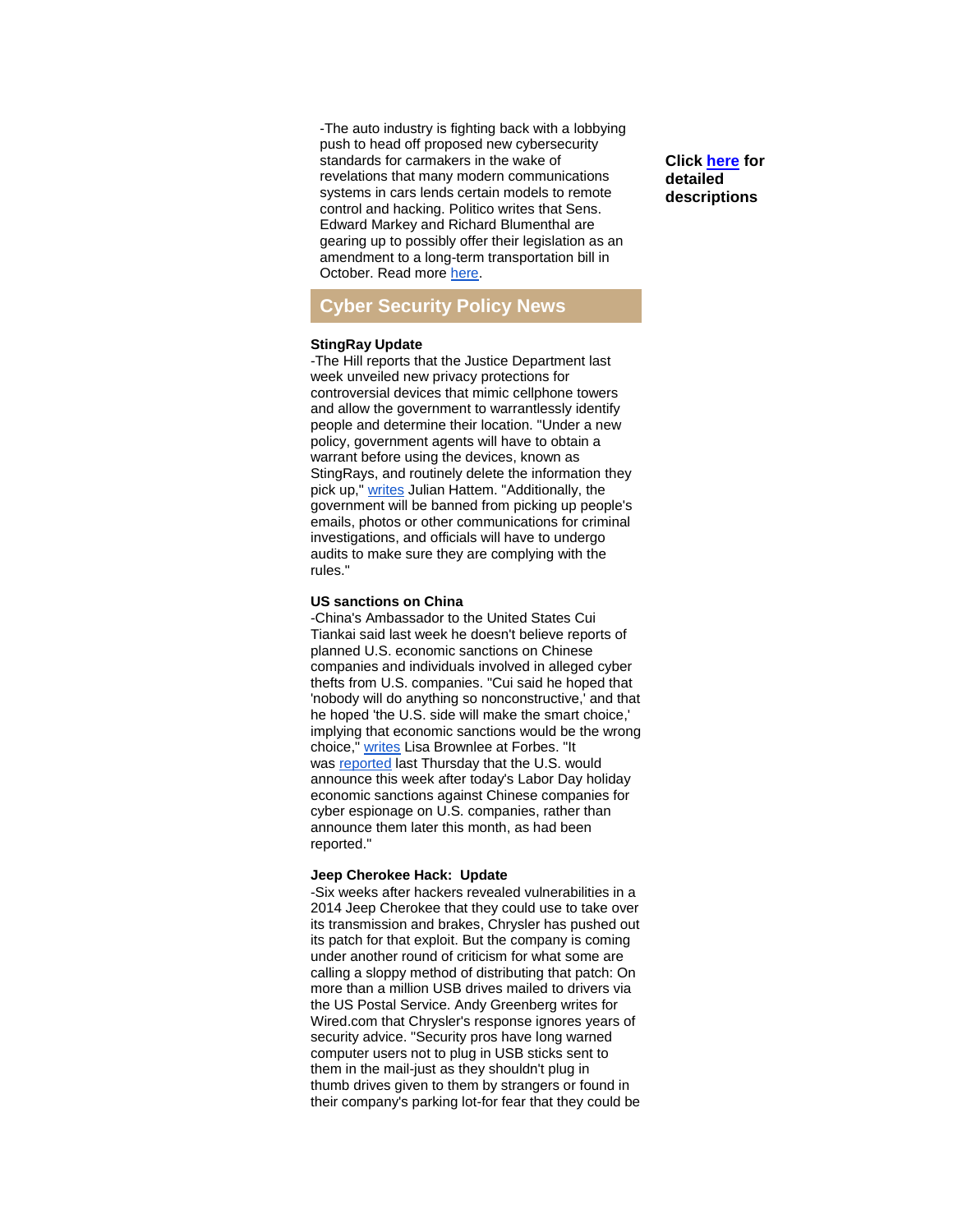-The auto industry is fighting back with a lobbying push to head off proposed new cybersecurity standards for carmakers in the wake of revelations that many modern communications systems in cars lends certain models to remote control and hacking. Politico writes that Sens. Edward Markey and Richard Blumenthal are gearing up to possibly offer their legislation as an amendment to a long-term transportation bill in October. Read more here.

**Click here for detailed descriptions**

## Cyber Security Policy News

**StingRay Update**

-The Hill reports that the Justice Department last week unveiled new privacy protections for controversial devices that mimic cellphone towers and allow the government to warrantlessly identify people and determine their location. "Under a new policy, government agents will have to obtain a warrant before using the devices, known as StingRays, and routinely delete the information they pick up," writes Julian Hattem. "Additionally, the government will be banned from picking up people's emails, photos or other communications for criminal investigations, and officials will have to undergo audits to make sure they are complying with the rules."

**US sanctions on China**

-China's Ambassador to the United States Cui Tiankai said last week he doesn't believe reports of planned U.S. economic sanctions on Chinese companies and individuals involved in alleged cyber thefts from U.S. companies. "Cui said he hoped that 'nobody will do anything so nonconstructive,' and that he hoped 'the U.S. side will make the smart choice,' implying that economic sanctions would be the wrong choice," writes Lisa Brownlee at Forbes. "It was reported last Thursday that the U.S. would announce this week after today's Labor Day holiday economic sanctions against Chinese companies for cyber espionage on U.S. companies, rather than announce them later this month, as had been reported."

**Jeep Cherokee Hack: Update**

-Six weeks after hackers revealed vulnerabilities in a 2014 Jeep Cherokee that they could use to take over its transmission and brakes, Chrysler has pushed out its patch for that exploit. But the company is coming under another round of criticism for what some are calling a sloppy method of distributing that patch: On more than a million USB drives mailed to drivers via the US Postal Service. Andy Greenberg writes for Wired.com that Chrysler's response ignores years of security advice. "Security pros have long warned computer users not to plug in USB sticks sent to them in the mail-just as they shouldn't plug in thumb drives given to them by strangers or found in their company's parking lot-for fear that they could be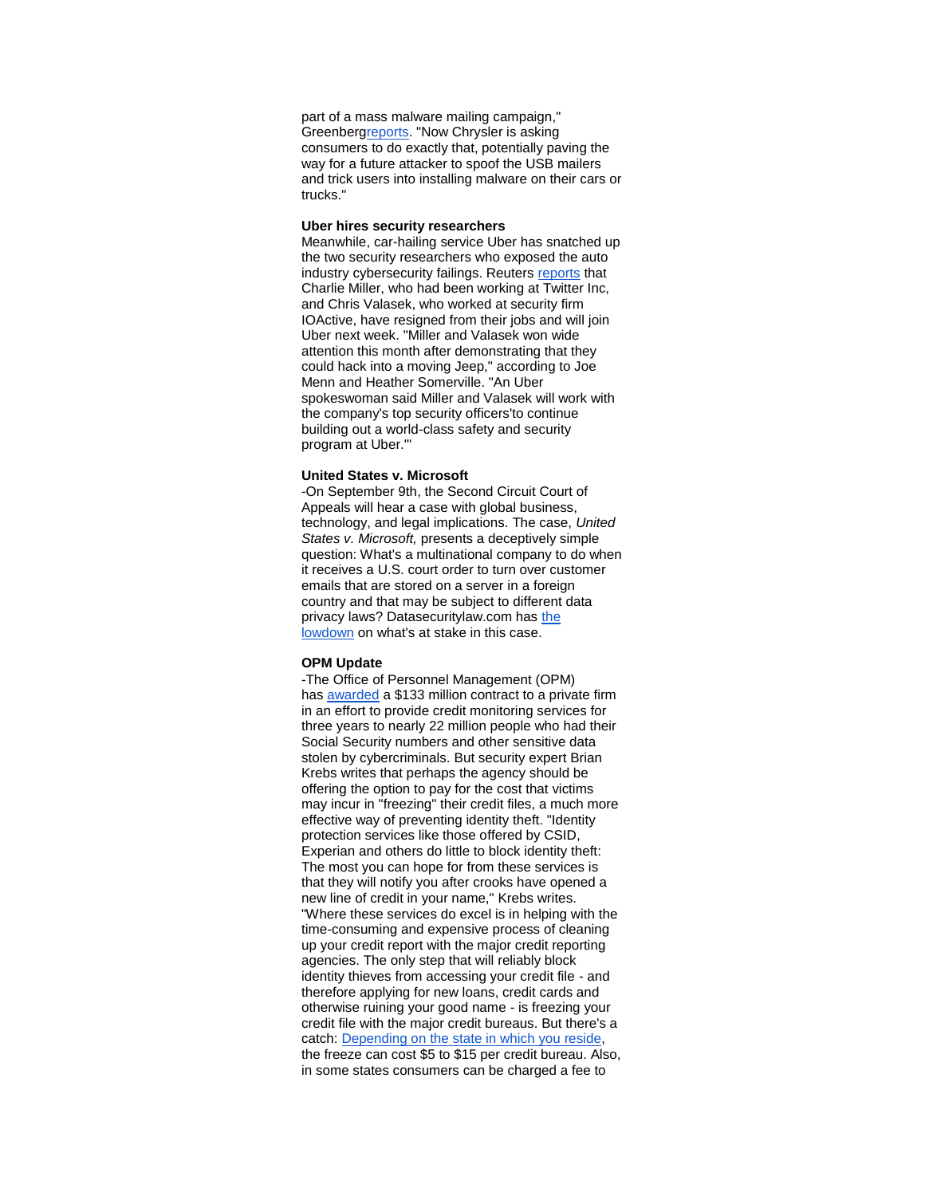part of a mass malware mailing campaign," Greenberg[reports](). "Now Chrysler is asking consumers to do exactly that, potentially paving the way for a future attacker to spoof the USB mailers and trick users into installing malware on their cars or trucks."

**Uber hires security researchers**

Meanwhile, car-hailing service Uber has snatched up the two security researchers who exposed the auto industry cybersecurity failings. Reuters reports that Charlie Miller, who had been working at Twitter Inc, and Chris Valasek, who worked at security firm IOActive, have resigned from their jobs and will join Uber next week. "Miller and Valasek won wide attention this month after demonstrating that they could hack into a moving Jeep," according to Joe Menn and Heather Somerville. "An Uber spokeswoman said Miller and Valasek will work with the company's top security officers'to continue building out a world-class safety and security program at Uber.'"

**United States v. Microsoft**

-On September 9th, the Second Circuit Court of Appeals will hear a case with global business, technology, and legal implications. The case, *United States v. Microsoft,* presents a deceptively simple question: What's a multinational company to do when it receives a U.S. court order to turn over customer emails that are stored on a server in a foreign country and that may be subject to different data privacy laws? Datasecuritylaw.com has the lowdown on what's at stake in this case.

**OPM Update**

-The Office of Personnel Management (OPM) has awarded a $133 million contract to a private firm in an effort to provide credit monitoring services for three years to nearly 22 million people who had their Social Security numbers and other sensitive data stolen by cybercriminals. But security expert Brian Krebs writes that perhaps the agency should be offering the option to pay for the cost that victims may incur in "freezing" their credit files, a much more effective way of preventing identity theft. "Identity protection services like those offered by CSID, Experian and others do little to block identity theft: The most you can hope for from these services is that they will notify you after crooks have opened a new line of credit in your name," Krebs writes. "Where these services do excel is in helping with the time-consuming and expensive process of cleaning up your credit report with the major credit reporting agencies. The only step that will reliably block identity thieves from accessing your credit file - and therefore applying for new loans, credit cards and otherwise ruining your good name - is freezing your credit file with the major credit bureaus. But there's a catch: Depending on the state in which you reside, the freeze can cost $5 to $15 per credit bureau. Also, in some states consumers can be charged a fee to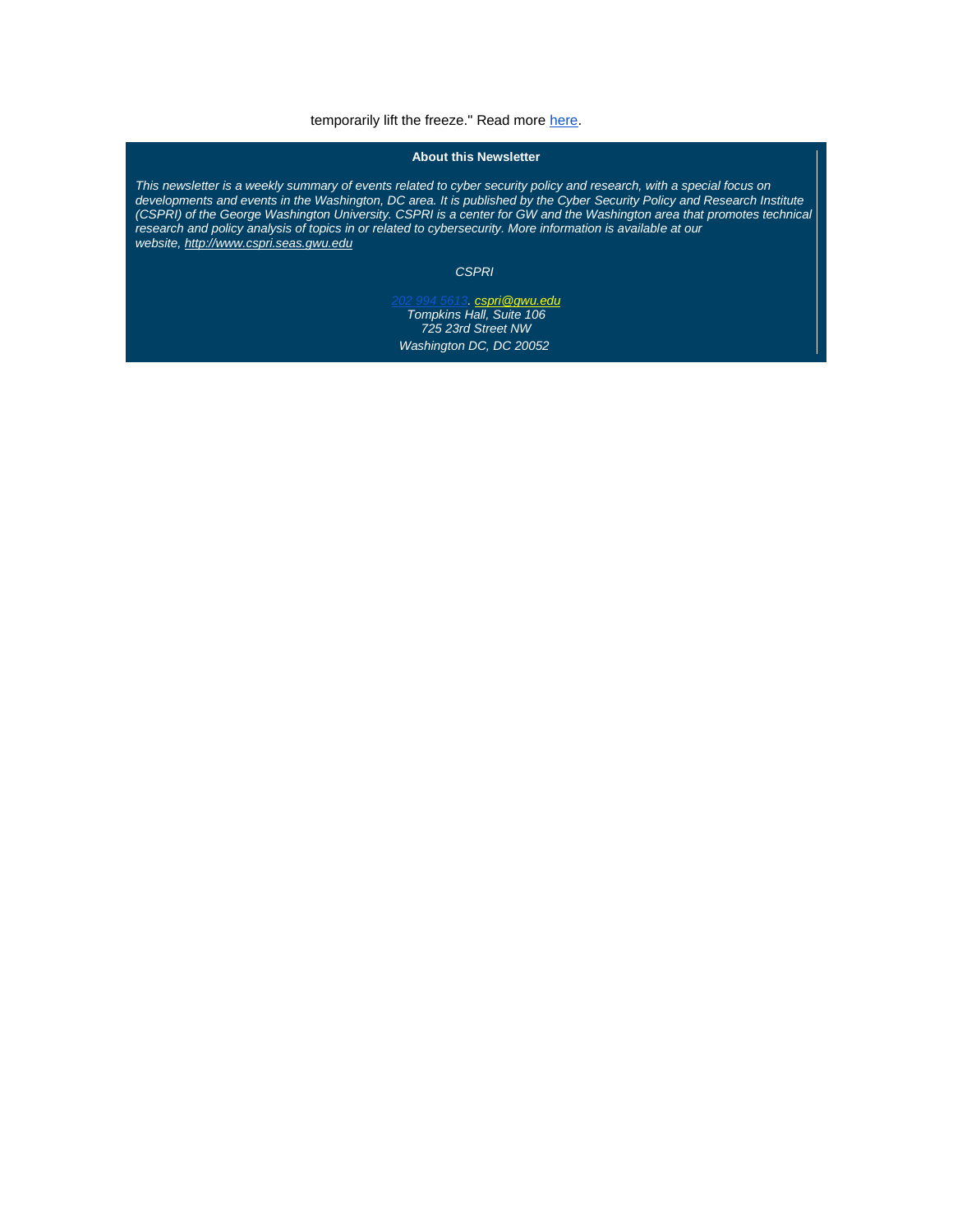temporarily lift the freeze." Read more here.

**About this Newsletter**

*This newsletter is a weekly summary of events related to cyber security policy and research, with a special focus on developments and events in the Washington, DC area. It is published by the Cyber Security Policy and Research Institute (CSPRI) of the George Washington University. CSPRI is a center for GW and the Washington area that promotes technical research and policy analysis of topics in or related to cybersecurity. More information is available at our website, http://www.cspri.seas.gwu.edu*

*CSPRI*

*202 994 5613, cspri@gwu.edu*
*Tompkins Hall, Suite 106*
*725 23rd Street NW*
*Washington DC, DC 20052*